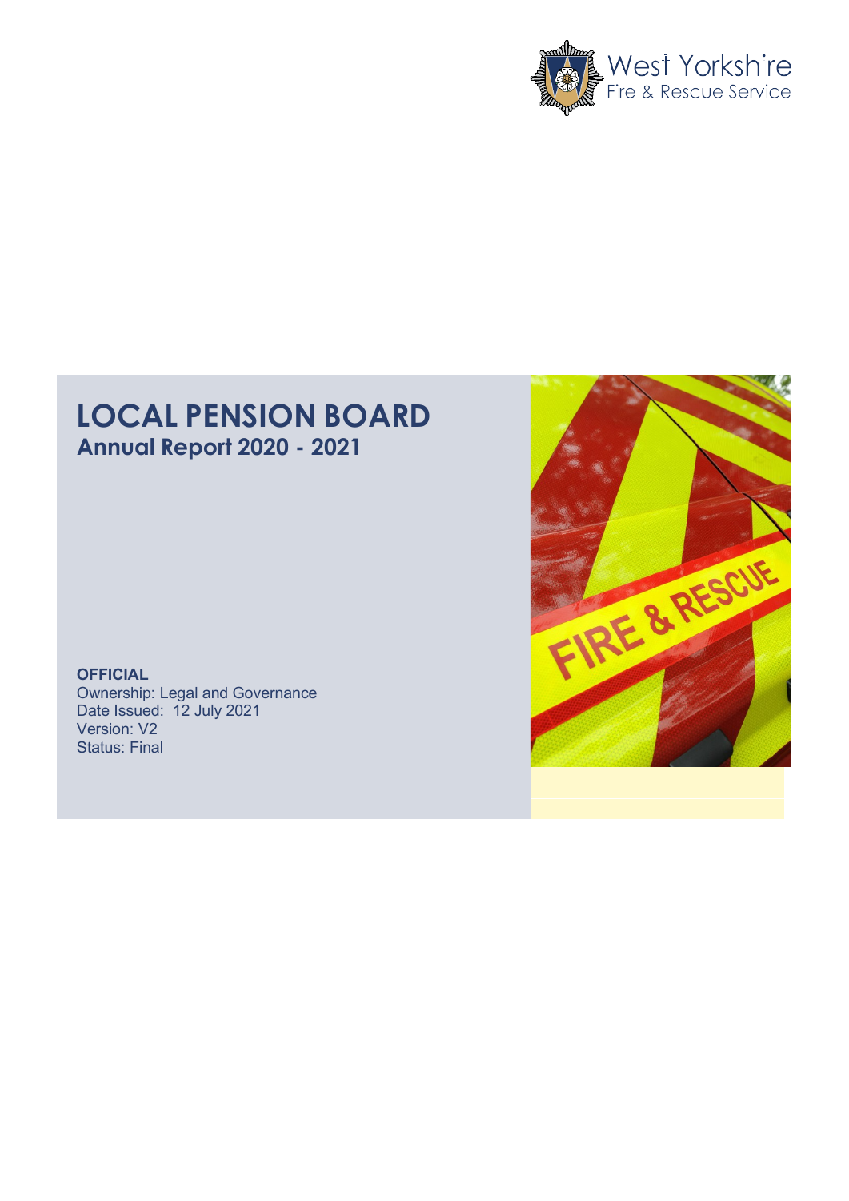West Yorkshire Fire & Rescue Service

# LOCAL PENSION BOARD

## Annual Report 2020 - 2021

**OFFICIAL**
Ownership: Legal and Governance
Date Issued: 12 July 2021
Version: V2
Status: Final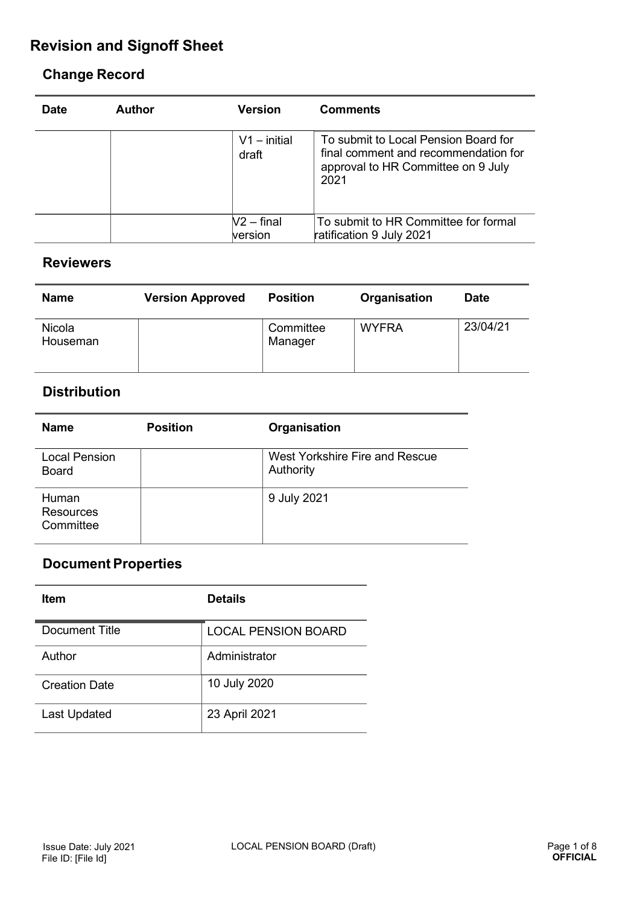# Revision and Signoff Sheet

## Change Record

| Date | Author | Version | Comments |
|---|---|---|---|
| | | V1 – initial draft | To submit to Local Pension Board for final comment and recommendation for approval to HR Committee on 9 July 2021 |
| | | V2 – final version | To submit to HR Committee for formal ratification 9 July 2021 |

## Reviewers

| Name | Version Approved | Position | Organisation | Date |
|---|---|---|---|---|
| Nicola Houseman | | Committee Manager | WYFRA | 23/04/21 |

## Distribution

| Name | Position | Organisation |
|---|---|---|
| Local Pension Board | | West Yorkshire Fire and Rescue Authority |
| Human Resources Committee | | 9 July 2021 |

## Document Properties

| Item | Details |
|---|---|
| Document Title | LOCAL PENSION BOARD |
| Author | Administrator |
| Creation Date | 10 July 2020 |
| Last Updated | 23 April 2021 |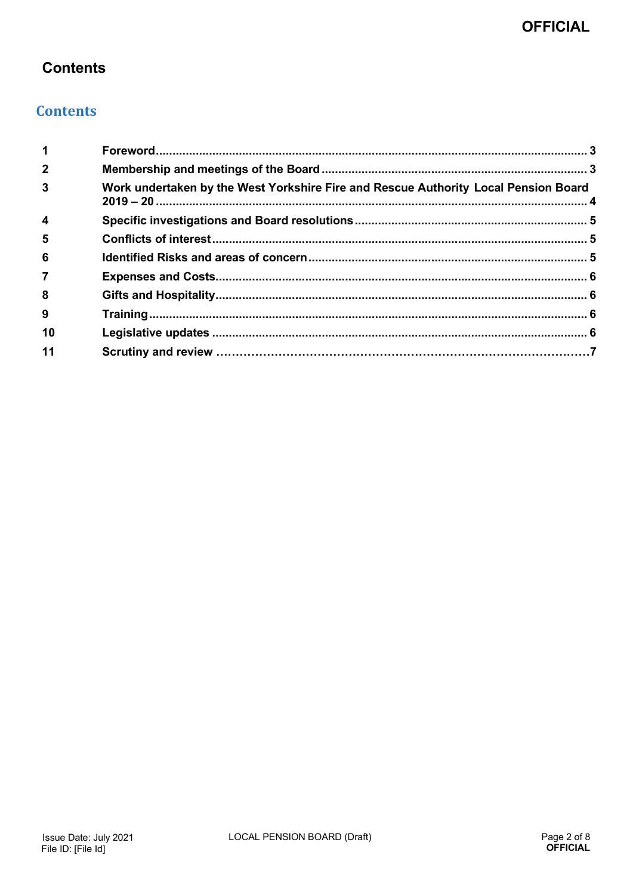# Contents

## Contents

| | | |
|---|---|---|
| 1 | Foreword | 3 |
| 2 | Membership and meetings of the Board | 3 |
| 3 | Work undertaken by the West Yorkshire Fire and Rescue Authority Local Pension Board 2019 – 20 | 4 |
| 4 | Specific investigations and Board resolutions | 5 |
| 5 | Conflicts of interest | 5 |
| 6 | Identified Risks and areas of concern | 5 |
| 7 | Expenses and Costs | 6 |
| 8 | Gifts and Hospitality | 6 |
| 9 | Training | 6 |
| 10 | Legislative updates | 6 |
| 11 | Scrutiny and review | 7 |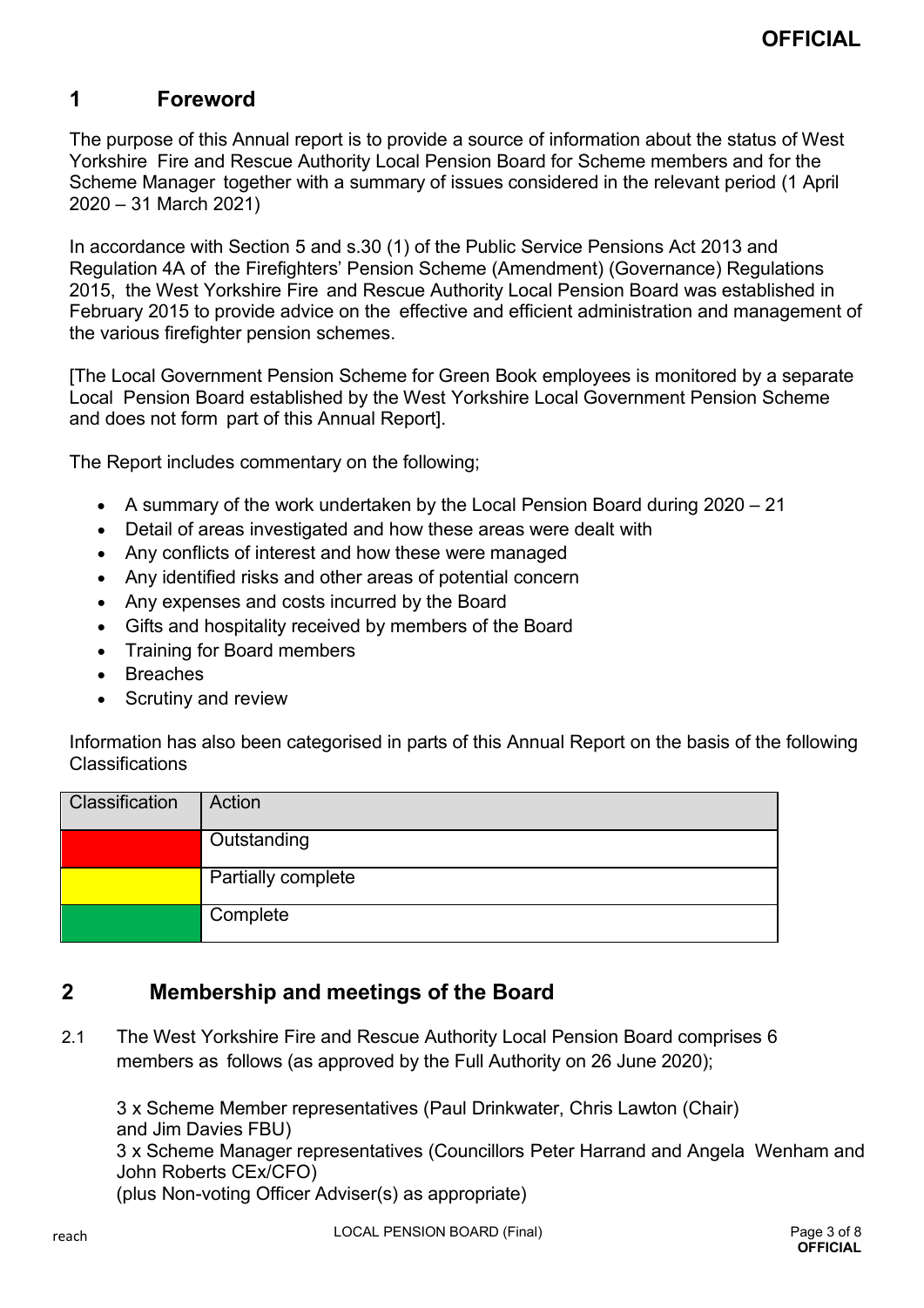## 1 Foreword

The purpose of this Annual report is to provide a source of information about the status of West Yorkshire Fire and Rescue Authority Local Pension Board for Scheme members and for the Scheme Manager together with a summary of issues considered in the relevant period (1 April 2020 – 31 March 2021)

In accordance with Section 5 and s.30 (1) of the Public Service Pensions Act 2013 and Regulation 4A of the Firefighters' Pension Scheme (Amendment) (Governance) Regulations 2015, the West Yorkshire Fire and Rescue Authority Local Pension Board was established in February 2015 to provide advice on the effective and efficient administration and management of the various firefighter pension schemes.

[The Local Government Pension Scheme for Green Book employees is monitored by a separate Local Pension Board established by the West Yorkshire Local Government Pension Scheme and does not form part of this Annual Report].

The Report includes commentary on the following;

- A summary of the work undertaken by the Local Pension Board during 2020 – 21
- Detail of areas investigated and how these areas were dealt with
- Any conflicts of interest and how these were managed
- Any identified risks and other areas of potential concern
- Any expenses and costs incurred by the Board
- Gifts and hospitality received by members of the Board
- Training for Board members
- Breaches
- Scrutiny and review

Information has also been categorised in parts of this Annual Report on the basis of the following Classifications

| Classification | Action |
|---|---|
| Red | Outstanding |
| Yellow | Partially complete |
| Green | Complete |

## 2 Membership and meetings of the Board

2.1 The West Yorkshire Fire and Rescue Authority Local Pension Board comprises 6 members as follows (as approved by the Full Authority on 26 June 2020);

3 x Scheme Member representatives (Paul Drinkwater, Chris Lawton (Chair) and Jim Davies FBU)
3 x Scheme Manager representatives (Councillors Peter Harrand and Angela Wenham and John Roberts CEx/CFO)
(plus Non-voting Officer Adviser(s) as appropriate)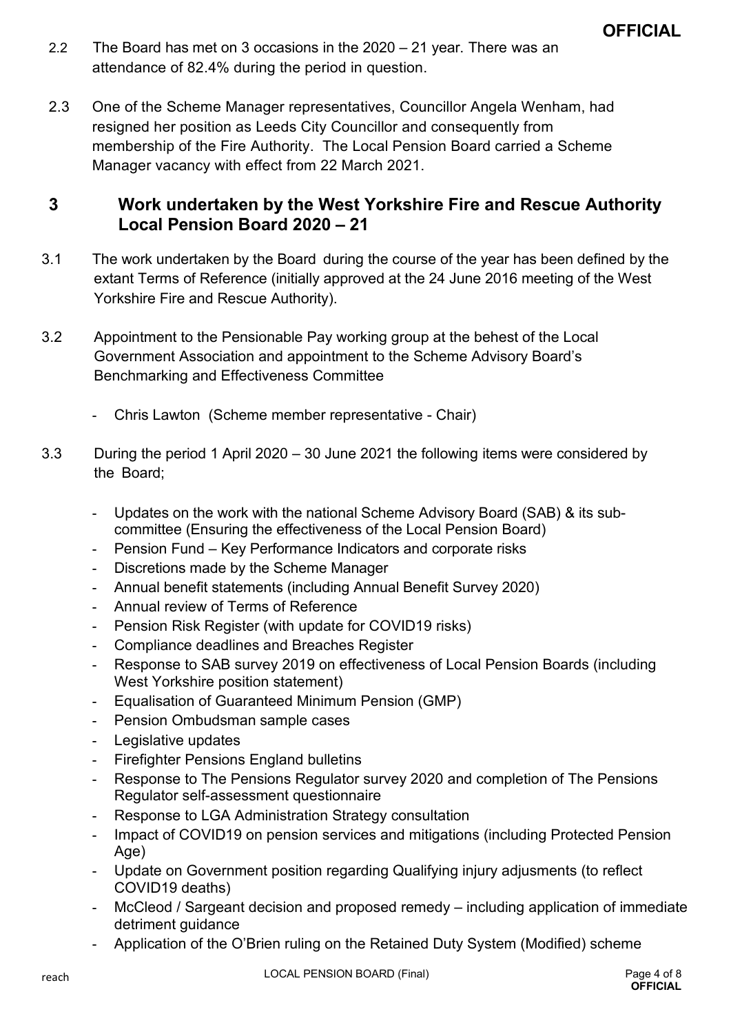2.2 The Board has met on 3 occasions in the 2020 – 21 year. There was an attendance of 82.4% during the period in question.

2.3 One of the Scheme Manager representatives, Councillor Angela Wenham, had resigned her position as Leeds City Councillor and consequently from membership of the Fire Authority. The Local Pension Board carried a Scheme Manager vacancy with effect from 22 March 2021.

## 3 Work undertaken by the West Yorkshire Fire and Rescue Authority Local Pension Board 2020 – 21

3.1 The work undertaken by the Board during the course of the year has been defined by the extant Terms of Reference (initially approved at the 24 June 2016 meeting of the West Yorkshire Fire and Rescue Authority).

3.2 Appointment to the Pensionable Pay working group at the behest of the Local Government Association and appointment to the Scheme Advisory Board's Benchmarking and Effectiveness Committee

- Chris Lawton (Scheme member representative - Chair)

3.3 During the period 1 April 2020 – 30 June 2021 the following items were considered by the Board;

- Updates on the work with the national Scheme Advisory Board (SAB) & its sub-committee (Ensuring the effectiveness of the Local Pension Board)
- Pension Fund – Key Performance Indicators and corporate risks
- Discretions made by the Scheme Manager
- Annual benefit statements (including Annual Benefit Survey 2020)
- Annual review of Terms of Reference
- Pension Risk Register (with update for COVID19 risks)
- Compliance deadlines and Breaches Register
- Response to SAB survey 2019 on effectiveness of Local Pension Boards (including West Yorkshire position statement)
- Equalisation of Guaranteed Minimum Pension (GMP)
- Pension Ombudsman sample cases
- Legislative updates
- Firefighter Pensions England bulletins
- Response to The Pensions Regulator survey 2020 and completion of The Pensions Regulator self-assessment questionnaire
- Response to LGA Administration Strategy consultation
- Impact of COVID19 on pension services and mitigations (including Protected Pension Age)
- Update on Government position regarding Qualifying injury adjusments (to reflect COVID19 deaths)
- McCleod / Sargeant decision and proposed remedy – including application of immediate detriment guidance
- Application of the O'Brien ruling on the Retained Duty System (Modified) scheme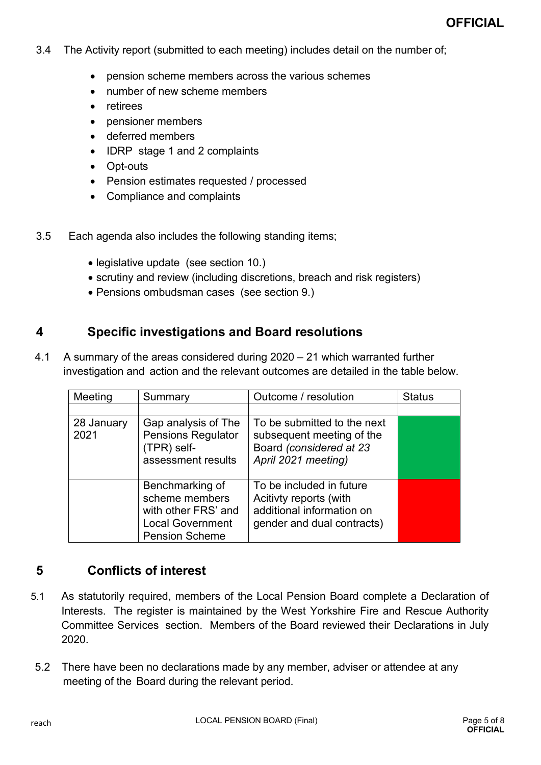3.4 The Activity report (submitted to each meeting) includes detail on the number of;

- pension scheme members across the various schemes
- number of new scheme members
- retirees
- pensioner members
- deferred members
- IDRP stage 1 and 2 complaints
- Opt-outs
- Pension estimates requested / processed
- Compliance and complaints

3.5 Each agenda also includes the following standing items;

- legislative update (see section 10.)
- scrutiny and review (including discretions, breach and risk registers)
- Pensions ombudsman cases (see section 9.)

## 4 Specific investigations and Board resolutions

4.1 A summary of the areas considered during 2020 – 21 which warranted further investigation and action and the relevant outcomes are detailed in the table below.

| Meeting | Summary | Outcome / resolution | Status |
|---|---|---|---|
| | | | |
| 28 January 2021 | Gap analysis of The Pensions Regulator (TPR) self-assessment results | To be submitted to the next subsequent meeting of the Board *(considered at 23 April 2021 meeting)* | |
| | Benchmarking of scheme members with other FRS' and Local Government Pension Scheme | To be included in future Acitivty reports (with additional information on gender and dual contracts) | |

## 5 Conflicts of interest

5.1 As statutorily required, members of the Local Pension Board complete a Declaration of Interests. The register is maintained by the West Yorkshire Fire and Rescue Authority Committee Services section. Members of the Board reviewed their Declarations in July 2020.

5.2 There have been no declarations made by any member, adviser or attendee at any meeting of the Board during the relevant period.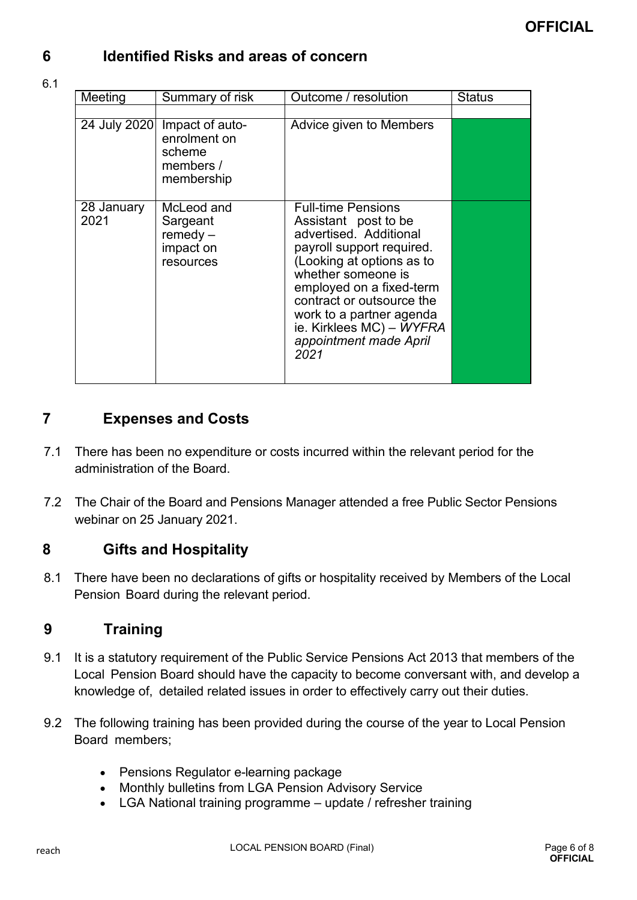## 6 Identified Risks and areas of concern

6.1

| Meeting | Summary of risk | Outcome / resolution | Status |
|---|---|---|---|
| | | | |
| 24 July 2020 | Impact of auto-enrolment on scheme members / membership | Advice given to Members | |
| 28 January 2021 | McLeod and Sargeant remedy – impact on resources | Full-time Pensions Assistant post to be advertised. Additional payroll support required. (Looking at options as to whether someone is employed on a fixed-term contract or outsource the work to a partner agenda ie. Kirklees MC) – *WYFRA appointment made April 2021* | |

## 7 Expenses and Costs

7.1 There has been no expenditure or costs incurred within the relevant period for the administration of the Board.

7.2 The Chair of the Board and Pensions Manager attended a free Public Sector Pensions webinar on 25 January 2021.

## 8 Gifts and Hospitality

8.1 There have been no declarations of gifts or hospitality received by Members of the Local Pension Board during the relevant period.

## 9 Training

9.1 It is a statutory requirement of the Public Service Pensions Act 2013 that members of the Local Pension Board should have the capacity to become conversant with, and develop a knowledge of, detailed related issues in order to effectively carry out their duties.

9.2 The following training has been provided during the course of the year to Local Pension Board members;

- Pensions Regulator e-learning package
- Monthly bulletins from LGA Pension Advisory Service
- LGA National training programme – update / refresher training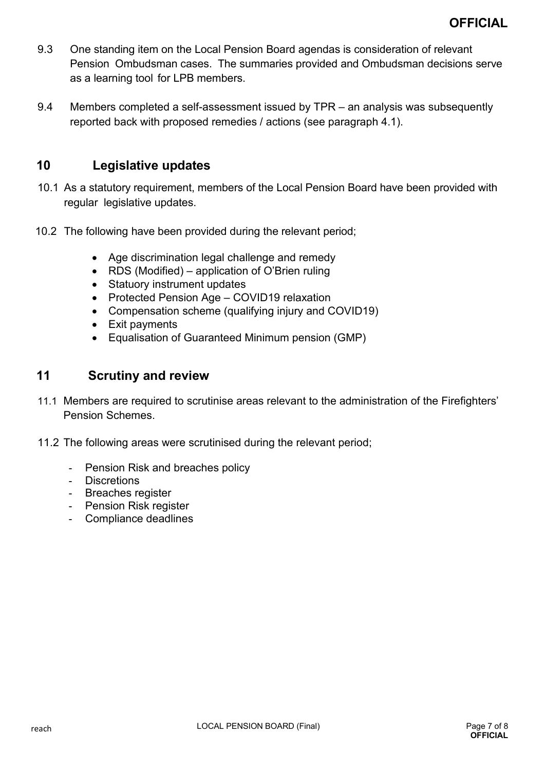9.3 One standing item on the Local Pension Board agendas is consideration of relevant Pension Ombudsman cases. The summaries provided and Ombudsman decisions serve as a learning tool for LPB members.

9.4 Members completed a self-assessment issued by TPR – an analysis was subsequently reported back with proposed remedies / actions (see paragraph 4.1).

## 10 Legislative updates

10.1 As a statutory requirement, members of the Local Pension Board have been provided with regular legislative updates.

10.2 The following have been provided during the relevant period;

- Age discrimination legal challenge and remedy
- RDS (Modified) – application of O'Brien ruling
- Statuory instrument updates
- Protected Pension Age – COVID19 relaxation
- Compensation scheme (qualifying injury and COVID19)
- Exit payments
- Equalisation of Guaranteed Minimum pension (GMP)

## 11 Scrutiny and review

11.1 Members are required to scrutinise areas relevant to the administration of the Firefighters' Pension Schemes.

11.2 The following areas were scrutinised during the relevant period;

- Pension Risk and breaches policy
- Discretions
- Breaches register
- Pension Risk register
- Compliance deadlines